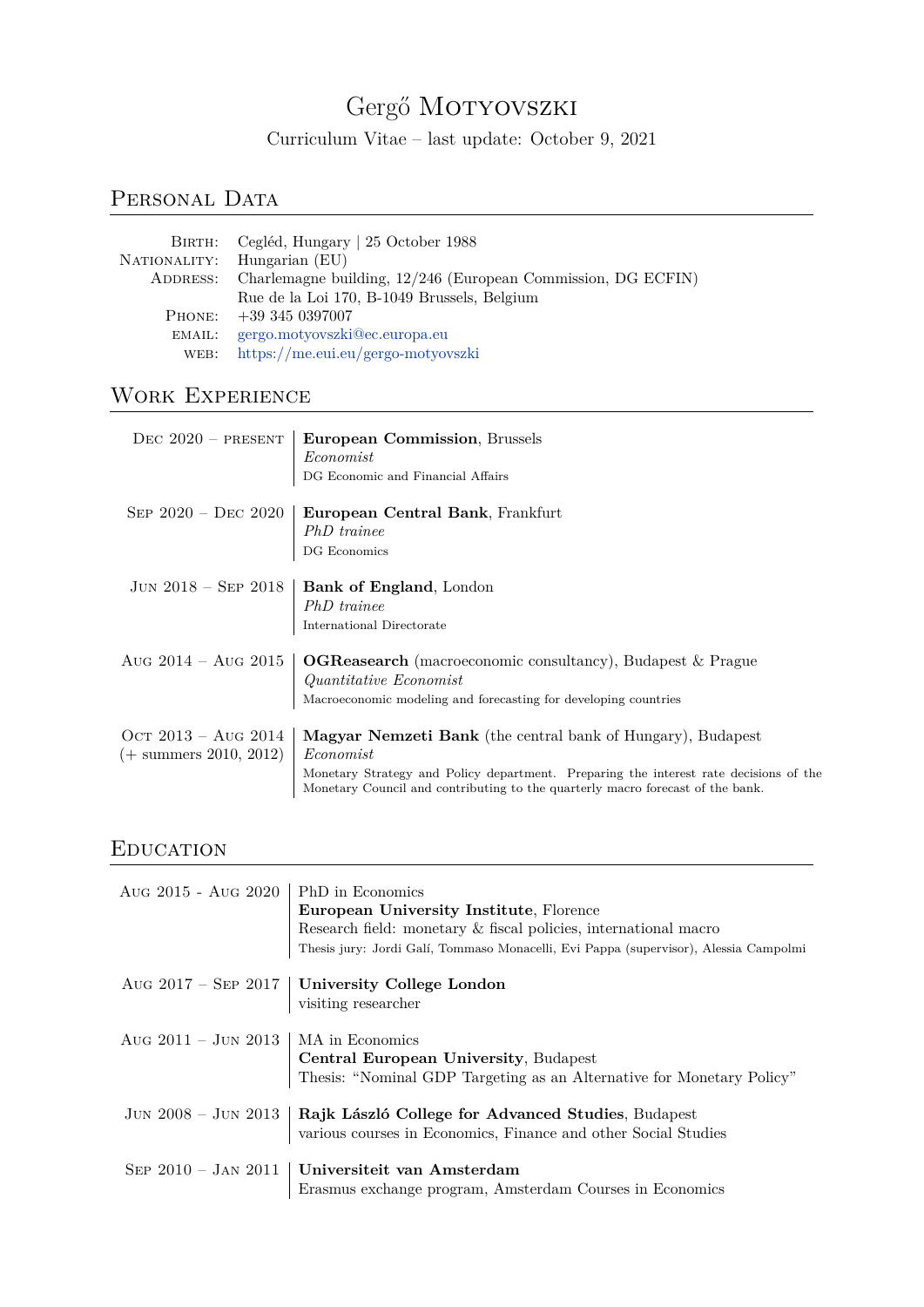# Gergő Motyovszki

Curriculum Vitae – last update: October 9, 2021

## Personal Data

| | |
|---|---|
| Birth: | Cegléd, Hungary \| 25 October 1988 |
| Nationality: | Hungarian (EU) |
| Address: | Charlemagne building, 12/246 (European Commission, DG ECFIN)<br>Rue de la Loi 170, B-1049 Brussels, Belgium |
| Phone: | +39 345 0397007 |
| email: | gergo.motyovszki@ec.europa.eu |
| web: | https://me.eui.eu/gergo-motyovszki |

## Work Experience

**Dec 2020 – present**
**European Commission**, Brussels
*Economist*
DG Economic and Financial Affairs

**Sep 2020 – Dec 2020**
**European Central Bank**, Frankfurt
*PhD trainee*
DG Economics

**Jun 2018 – Sep 2018**
**Bank of England**, London
*PhD trainee*
International Directorate

**Aug 2014 – Aug 2015**
**OGReasearch** (macroeconomic consultancy), Budapest & Prague
*Quantitative Economist*
Macroeconomic modeling and forecasting for developing countries

**Oct 2013 – Aug 2014 (+ summers 2010, 2012)**
**Magyar Nemzeti Bank** (the central bank of Hungary), Budapest
*Economist*
Monetary Strategy and Policy department. Preparing the interest rate decisions of the Monetary Council and contributing to the quarterly macro forecast of the bank.

## Education

**Aug 2015 - Aug 2020**
PhD in Economics
**European University Institute**, Florence
Research field: monetary & fiscal policies, international macro
Thesis jury: Jordi Galí, Tommaso Monacelli, Evi Pappa (supervisor), Alessia Campolmi

**Aug 2017 – Sep 2017**
**University College London**
visiting researcher

**Aug 2011 – Jun 2013**
MA in Economics
**Central European University**, Budapest
Thesis: "Nominal GDP Targeting as an Alternative for Monetary Policy"

**Jun 2008 – Jun 2013**
**Rajk László College for Advanced Studies**, Budapest
various courses in Economics, Finance and other Social Studies

**Sep 2010 – Jan 2011**
**Universiteit van Amsterdam**
Erasmus exchange program, Amsterdam Courses in Economics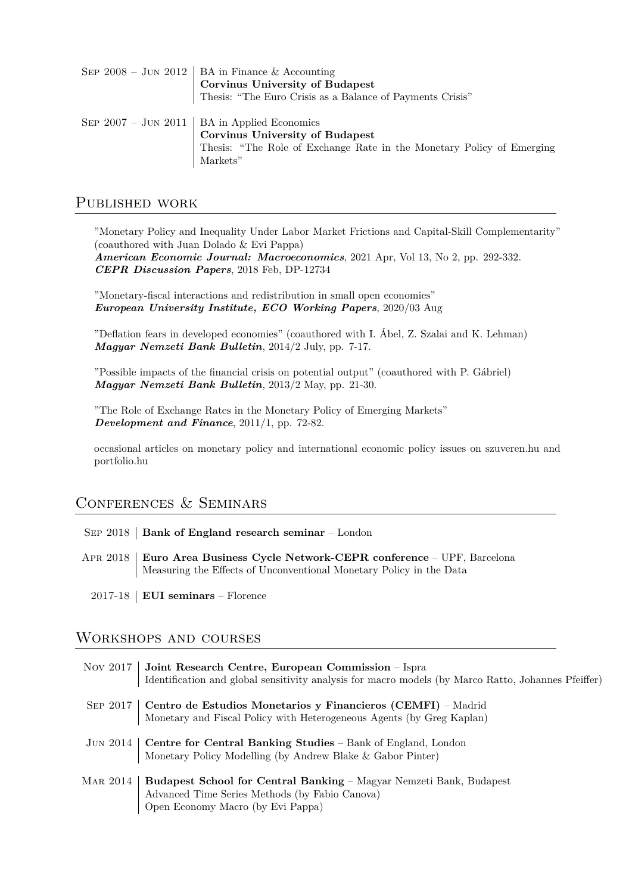Sep 2008 – Jun 2012 | BA in Finance & Accounting
**Corvinus University of Budapest**
Thesis: "The Euro Crisis as a Balance of Payments Crisis"

Sep 2007 – Jun 2011 | BA in Applied Economics
**Corvinus University of Budapest**
Thesis: "The Role of Exchange Rate in the Monetary Policy of Emerging Markets"

## Published work

"Monetary Policy and Inequality Under Labor Market Frictions and Capital-Skill Complementarity" (coauthored with Juan Dolado & Evi Pappa)
***American Economic Journal: Macroeconomics***, 2021 Apr, Vol 13, No 2, pp. 292-332.
***CEPR Discussion Papers***, 2018 Feb, DP-12734

"Monetary-fiscal interactions and redistribution in small open economies"
***European University Institute, ECO Working Papers***, 2020/03 Aug

"Deflation fears in developed economies" (coauthored with I. Ábel, Z. Szalai and K. Lehman)
***Magyar Nemzeti Bank Bulletin***, 2014/2 July, pp. 7-17.

"Possible impacts of the financial crisis on potential output" (coauthored with P. Gábriel)
***Magyar Nemzeti Bank Bulletin***, 2013/2 May, pp. 21-30.

"The Role of Exchange Rates in the Monetary Policy of Emerging Markets"
***Development and Finance***, 2011/1, pp. 72-82.

occasional articles on monetary policy and international economic policy issues on szuveren.hu and portfolio.hu

## Conferences & Seminars

Sep 2018 | **Bank of England research seminar** – London

Apr 2018 | **Euro Area Business Cycle Network-CEPR conference** – UPF, Barcelona
Measuring the Effects of Unconventional Monetary Policy in the Data

2017-18 | **EUI seminars** – Florence

## Workshops and courses

Nov 2017 | **Joint Research Centre, European Commission** – Ispra
Identification and global sensitivity analysis for macro models (by Marco Ratto, Johannes Pfeiffer)

Sep 2017 | **Centro de Estudios Monetarios y Financieros (CEMFI)** – Madrid
Monetary and Fiscal Policy with Heterogeneous Agents (by Greg Kaplan)

Jun 2014 | **Centre for Central Banking Studies** – Bank of England, London
Monetary Policy Modelling (by Andrew Blake & Gabor Pinter)

Mar 2014 | **Budapest School for Central Banking** – Magyar Nemzeti Bank, Budapest
Advanced Time Series Methods (by Fabio Canova)
Open Economy Macro (by Evi Pappa)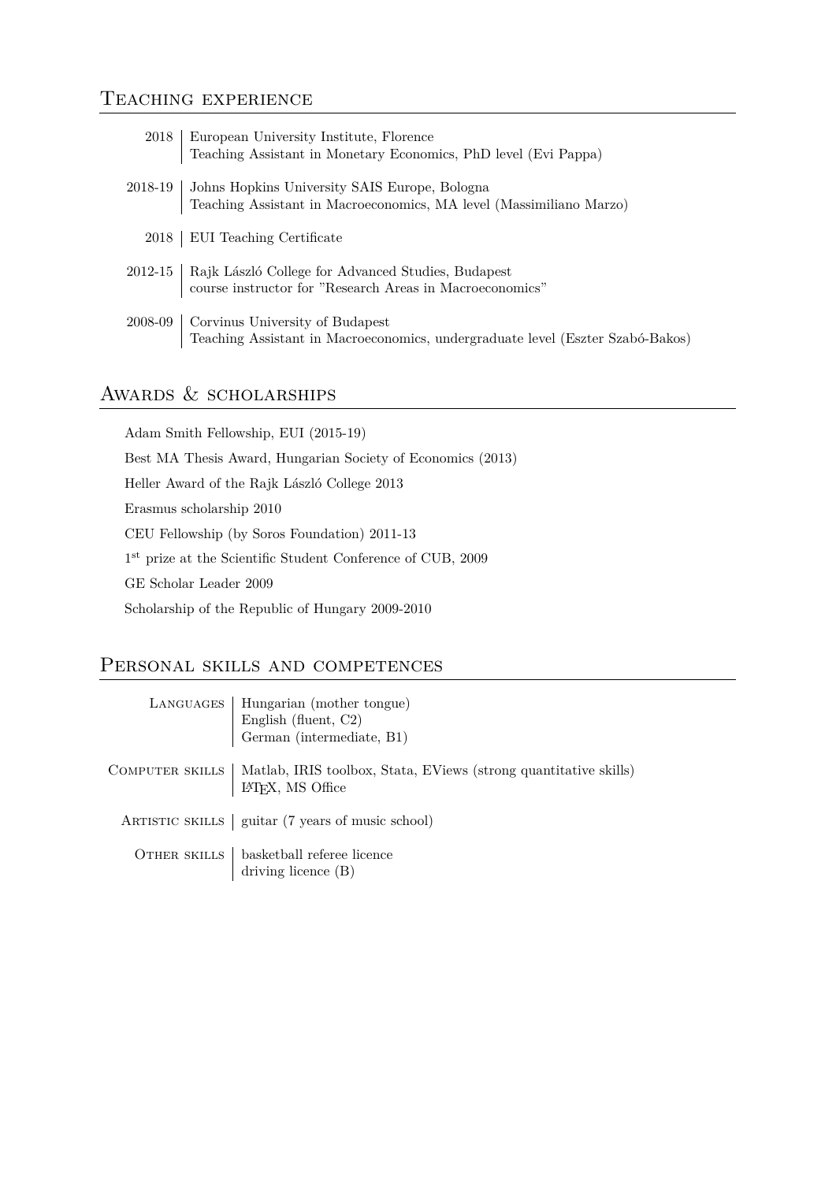## Teaching experience

| | |
|---|---|
| 2018 | European University Institute, Florence<br>Teaching Assistant in Monetary Economics, PhD level (Evi Pappa) |
| 2018-19 | Johns Hopkins University SAIS Europe, Bologna<br>Teaching Assistant in Macroeconomics, MA level (Massimiliano Marzo) |
| 2018 | EUI Teaching Certificate |
| 2012-15 | Rajk László College for Advanced Studies, Budapest<br>course instructor for "Research Areas in Macroeconomics" |
| 2008-09 | Corvinus University of Budapest<br>Teaching Assistant in Macroeconomics, undergraduate level (Eszter Szabó-Bakos) |

## Awards & scholarships

Adam Smith Fellowship, EUI (2015-19)

Best MA Thesis Award, Hungarian Society of Economics (2013)

Heller Award of the Rajk László College 2013

Erasmus scholarship 2010

CEU Fellowship (by Soros Foundation) 2011-13

1st prize at the Scientific Student Conference of CUB, 2009

GE Scholar Leader 2009

Scholarship of the Republic of Hungary 2009-2010

## Personal skills and competences

| | |
|---|---|
| Languages | Hungarian (mother tongue)<br>English (fluent, C2)<br>German (intermediate, B1) |
| Computer skills | Matlab, IRIS toolbox, Stata, EViews (strong quantitative skills)<br>LaTeX, MS Office |
| Artistic skills | guitar (7 years of music school) |
| Other skills | basketball referee licence<br>driving licence (B) |